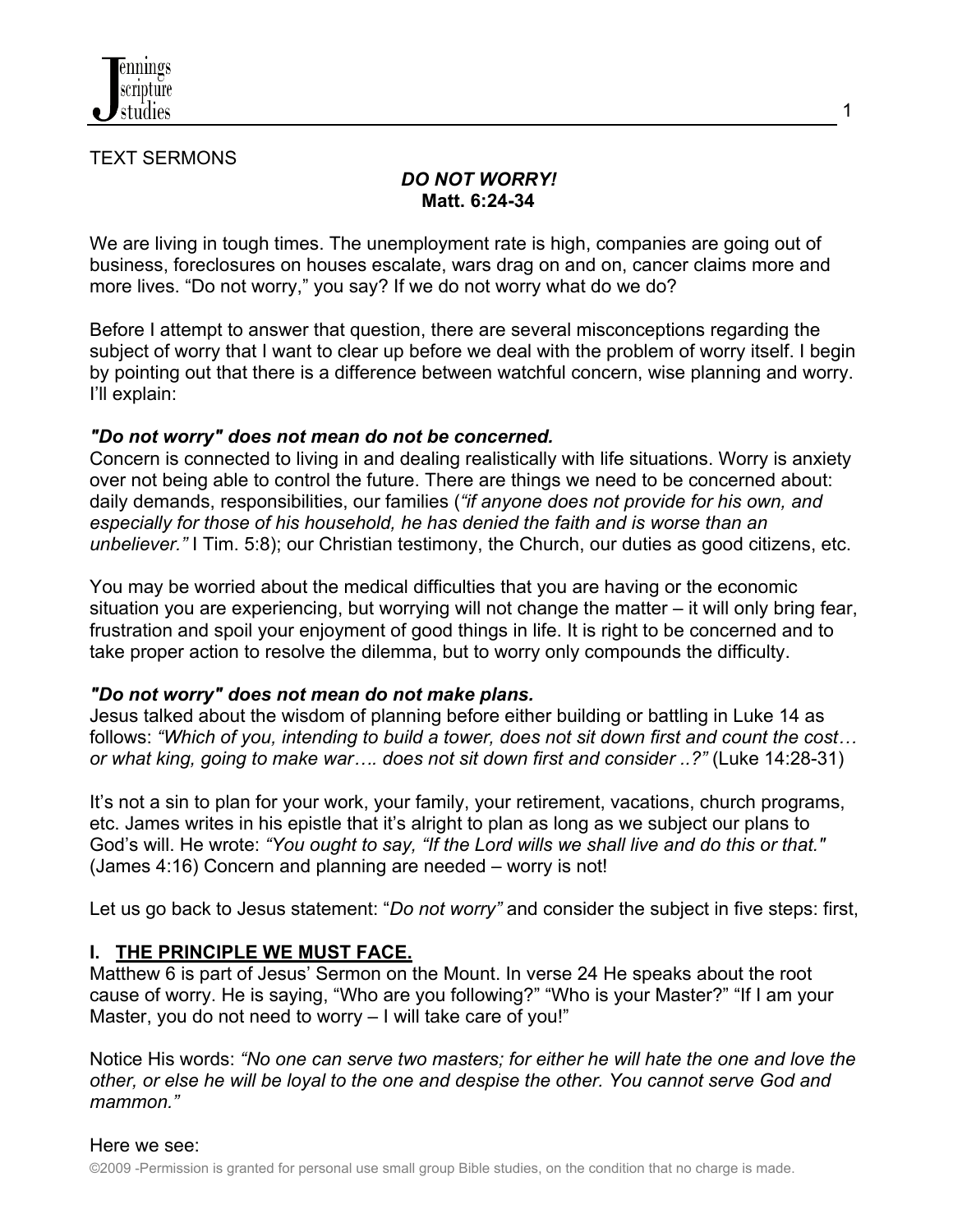TEXT SERMONS

# *DO NOT WORRY!*
**Matt. 6:24-34**

We are living in tough times. The unemployment rate is high, companies are going out of business, foreclosures on houses escalate, wars drag on and on, cancer claims more and more lives. "Do not worry," you say? If we do not worry what do we do?

Before I attempt to answer that question, there are several misconceptions regarding the subject of worry that I want to clear up before we deal with the problem of worry itself. I begin by pointing out that there is a difference between watchful concern, wise planning and worry. I'll explain:

***"Do not worry" does not mean do not be concerned.***
Concern is connected to living in and dealing realistically with life situations. Worry is anxiety over not being able to control the future. There are things we need to be concerned about: daily demands, responsibilities, our families (*"if anyone does not provide for his own, and especially for those of his household, he has denied the faith and is worse than an unbeliever."* I Tim. 5:8); our Christian testimony, the Church, our duties as good citizens, etc.

You may be worried about the medical difficulties that you are having or the economic situation you are experiencing, but worrying will not change the matter – it will only bring fear, frustration and spoil your enjoyment of good things in life. It is right to be concerned and to take proper action to resolve the dilemma, but to worry only compounds the difficulty.

***"Do not worry" does not mean do not make plans.***
Jesus talked about the wisdom of planning before either building or battling in Luke 14 as follows: *"Which of you, intending to build a tower, does not sit down first and count the cost… or what king, going to make war…. does not sit down first and consider ..?"* (Luke 14:28-31)

It's not a sin to plan for your work, your family, your retirement, vacations, church programs, etc. James writes in his epistle that it's alright to plan as long as we subject our plans to God's will. He wrote: *"You ought to say, "If the Lord wills we shall live and do this or that."* (James 4:16) Concern and planning are needed – worry is not!

Let us go back to Jesus statement: "*Do not worry"* and consider the subject in five steps: first,

## I. <u>THE PRINCIPLE WE MUST FACE.</u>

Matthew 6 is part of Jesus' Sermon on the Mount. In verse 24 He speaks about the root cause of worry. He is saying, "Who are you following?" "Who is your Master?" "If I am your Master, you do not need to worry – I will take care of you!"

Notice His words: *"No one can serve two masters; for either he will hate the one and love the other, or else he will be loyal to the one and despise the other. You cannot serve God and mammon."*

Here we see:

©2009 -Permission is granted for personal use small group Bible studies, on the condition that no charge is made.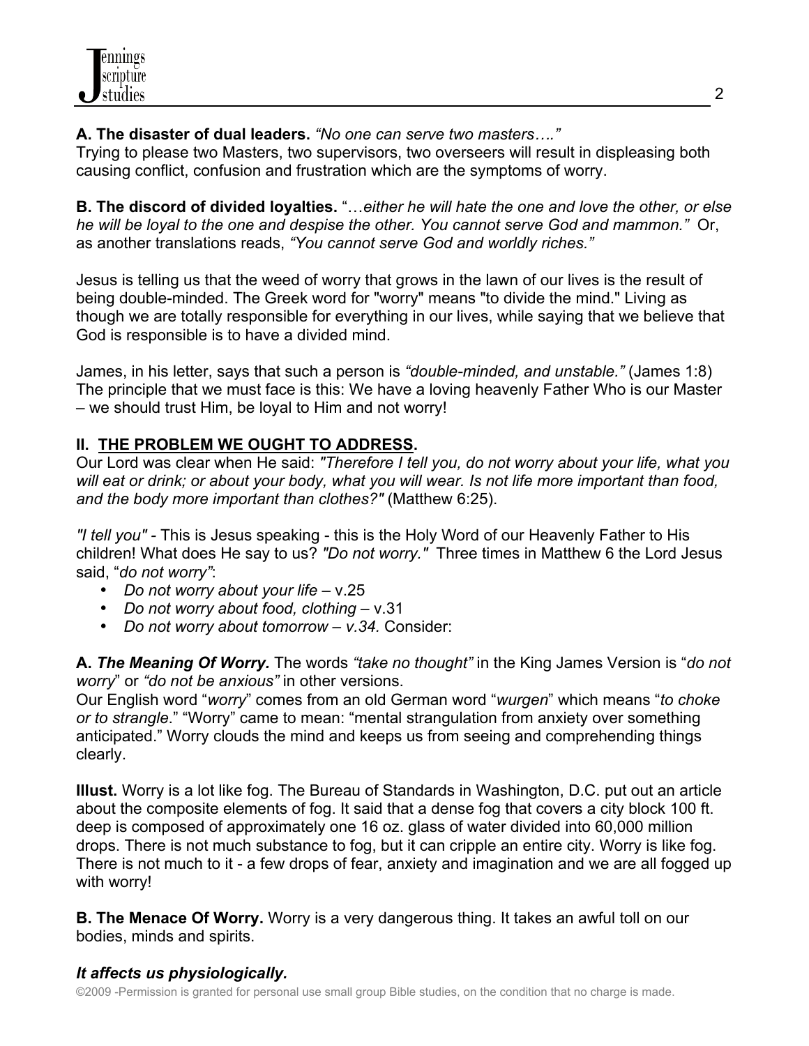**A. The disaster of dual leaders.** *"No one can serve two masters…."*
Trying to please two Masters, two supervisors, two overseers will result in displeasing both causing conflict, confusion and frustration which are the symptoms of worry.

**B. The discord of divided loyalties.** "…*either he will hate the one and love the other, or else he will be loyal to the one and despise the other. You cannot serve God and mammon."* Or, as another translations reads, *"You cannot serve God and worldly riches."*

Jesus is telling us that the weed of worry that grows in the lawn of our lives is the result of being double-minded. The Greek word for "worry" means "to divide the mind." Living as though we are totally responsible for everything in our lives, while saying that we believe that God is responsible is to have a divided mind.

James, in his letter, says that such a person is *"double-minded, and unstable."* (James 1:8) The principle that we must face is this: We have a loving heavenly Father Who is our Master – we should trust Him, be loyal to Him and not worry!

## II. THE PROBLEM WE OUGHT TO ADDRESS.

Our Lord was clear when He said: *"Therefore I tell you, do not worry about your life, what you will eat or drink; or about your body, what you will wear. Is not life more important than food, and the body more important than clothes?"* (Matthew 6:25).

*"I tell you"* - This is Jesus speaking - this is the Holy Word of our Heavenly Father to His children! What does He say to us? *"Do not worry."* Three times in Matthew 6 the Lord Jesus said, "*do not worry"*:

- *Do not worry about your life* – v.25
- *Do not worry about food, clothing* – v.31
- *Do not worry about tomorrow – v.34.* Consider:

**A. *The Meaning Of Worry.*** The words *"take no thought"* in the King James Version is "*do not worry*" or *"do not be anxious"* in other versions.
Our English word "*worry*" comes from an old German word "*wurgen*" which means "*to choke or to strangle*." "Worry" came to mean: "mental strangulation from anxiety over something anticipated." Worry clouds the mind and keeps us from seeing and comprehending things clearly.

**Illust.** Worry is a lot like fog. The Bureau of Standards in Washington, D.C. put out an article about the composite elements of fog. It said that a dense fog that covers a city block 100 ft. deep is composed of approximately one 16 oz. glass of water divided into 60,000 million drops. There is not much substance to fog, but it can cripple an entire city. Worry is like fog. There is not much to it - a few drops of fear, anxiety and imagination and we are all fogged up with worry!

**B. The Menace Of Worry.** Worry is a very dangerous thing. It takes an awful toll on our bodies, minds and spirits.

***It affects us physiologically.***

©2009 -Permission is granted for personal use small group Bible studies, on the condition that no charge is made.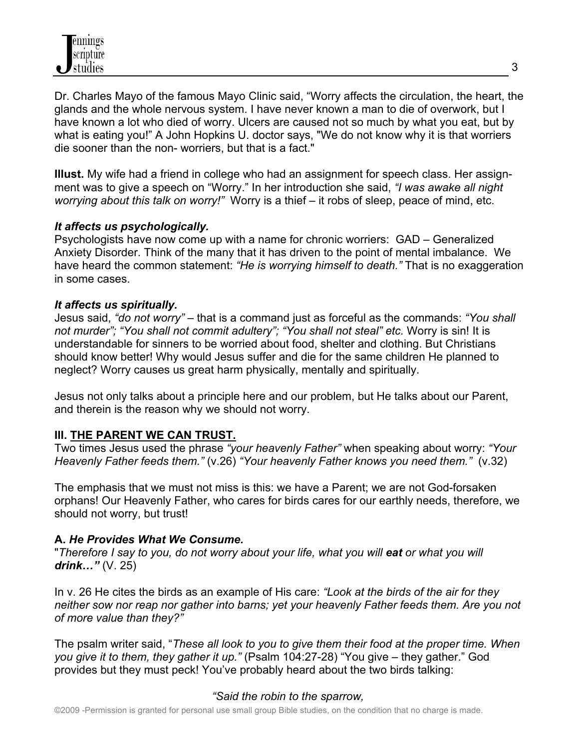Dr. Charles Mayo of the famous Mayo Clinic said, “Worry affects the circulation, the heart, the glands and the whole nervous system. I have never known a man to die of overwork, but I have known a lot who died of worry. Ulcers are caused not so much by what you eat, but by what is eating you!” A John Hopkins U. doctor says, "We do not know why it is that worriers die sooner than the non- worriers, but that is a fact."

**Illust.** My wife had a friend in college who had an assignment for speech class. Her assignment was to give a speech on “Worry.” In her introduction she said, *“I was awake all night worrying about this talk on worry!”* Worry is a thief – it robs of sleep, peace of mind, etc.

***It affects us psychologically.***

Psychologists have now come up with a name for chronic worriers: GAD – Generalized Anxiety Disorder. Think of the many that it has driven to the point of mental imbalance. We have heard the common statement: *“He is worrying himself to death.”* That is no exaggeration in some cases.

***It affects us spiritually.***

Jesus said, *“do not worry”* – that is a command just as forceful as the commands: *“You shall not murder”; “You shall not commit adultery”; “You shall not steal” etc.* Worry is sin! It is understandable for sinners to be worried about food, shelter and clothing. But Christians should know better! Why would Jesus suffer and die for the same children He planned to neglect? Worry causes us great harm physically, mentally and spiritually.

Jesus not only talks about a principle here and our problem, but He talks about our Parent, and therein is the reason why we should not worry.

## III. THE PARENT WE CAN TRUST.

Two times Jesus used the phrase *“your heavenly Father”* when speaking about worry: *“Your Heavenly Father feeds them.”* (v.26) *“Your heavenly Father knows you need them.”* (v.32)

The emphasis that we must not miss is this: we have a Parent; we are not God-forsaken orphans! Our Heavenly Father, who cares for birds cares for our earthly needs, therefore, we should not worry, but trust!

### A. *He Provides What We Consume.*

"*Therefore I say to you, do not worry about your life, what you will **eat** or what you will **drink…”*** (V. 25)

In v. 26 He cites the birds as an example of His care: *“Look at the birds of the air for they neither sow nor reap nor gather into barns; yet your heavenly Father feeds them. Are you not of more value than they?”*

The psalm writer said, “*These all look to you to give them their food at the proper time. When you give it to them, they gather it up.”* (Psalm 104:27-28) “You give – they gather.” God provides but they must peck! You’ve probably heard about the two birds talking:

*“Said the robin to the sparrow,*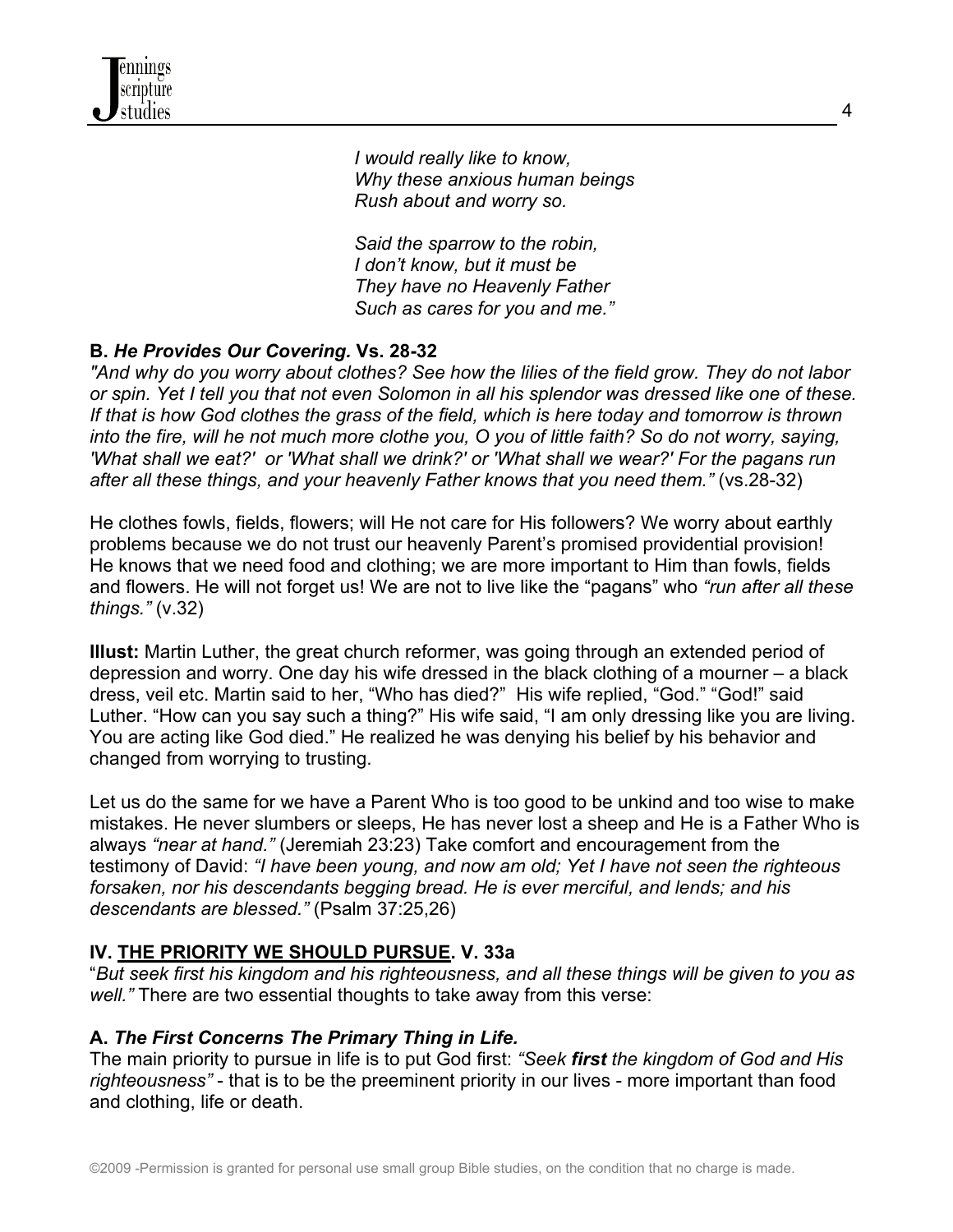*I would really like to know,*
*Why these anxious human beings*
*Rush about and worry so.*

*Said the sparrow to the robin,*
*I don't know, but it must be*
*They have no Heavenly Father*
*Such as cares for you and me."*

**B. *He Provides Our Covering.* Vs. 28-32**

*"And why do you worry about clothes? See how the lilies of the field grow. They do not labor or spin. Yet I tell you that not even Solomon in all his splendor was dressed like one of these. If that is how God clothes the grass of the field, which is here today and tomorrow is thrown into the fire, will he not much more clothe you, O you of little faith? So do not worry, saying, 'What shall we eat?' or 'What shall we drink?' or 'What shall we wear?' For the pagans run after all these things, and your heavenly Father knows that you need them."* (vs.28-32)

He clothes fowls, fields, flowers; will He not care for His followers? We worry about earthly problems because we do not trust our heavenly Parent's promised providential provision! He knows that we need food and clothing; we are more important to Him than fowls, fields and flowers. He will not forget us! We are not to live like the "pagans" who *"run after all these things."* (v.32)

**Illust:** Martin Luther, the great church reformer, was going through an extended period of depression and worry. One day his wife dressed in the black clothing of a mourner – a black dress, veil etc. Martin said to her, "Who has died?" His wife replied, "God." "God!" said Luther. "How can you say such a thing?" His wife said, "I am only dressing like you are living. You are acting like God died." He realized he was denying his belief by his behavior and changed from worrying to trusting.

Let us do the same for we have a Parent Who is too good to be unkind and too wise to make mistakes. He never slumbers or sleeps, He has never lost a sheep and He is a Father Who is always *"near at hand."* (Jeremiah 23:23) Take comfort and encouragement from the testimony of David: *"I have been young, and now am old; Yet I have not seen the righteous forsaken, nor his descendants begging bread. He is ever merciful, and lends; and his descendants are blessed."* (Psalm 37:25,26)

**IV. <u>THE PRIORITY WE SHOULD PURSUE</u>. V. 33a**

"*But seek first his kingdom and his righteousness, and all these things will be given to you as well."* There are two essential thoughts to take away from this verse:

**A. *The First Concerns The Primary Thing in Life.***

The main priority to pursue in life is to put God first: *"Seek **first** the kingdom of God and His righteousness"* - that is to be the preeminent priority in our lives - more important than food and clothing, life or death.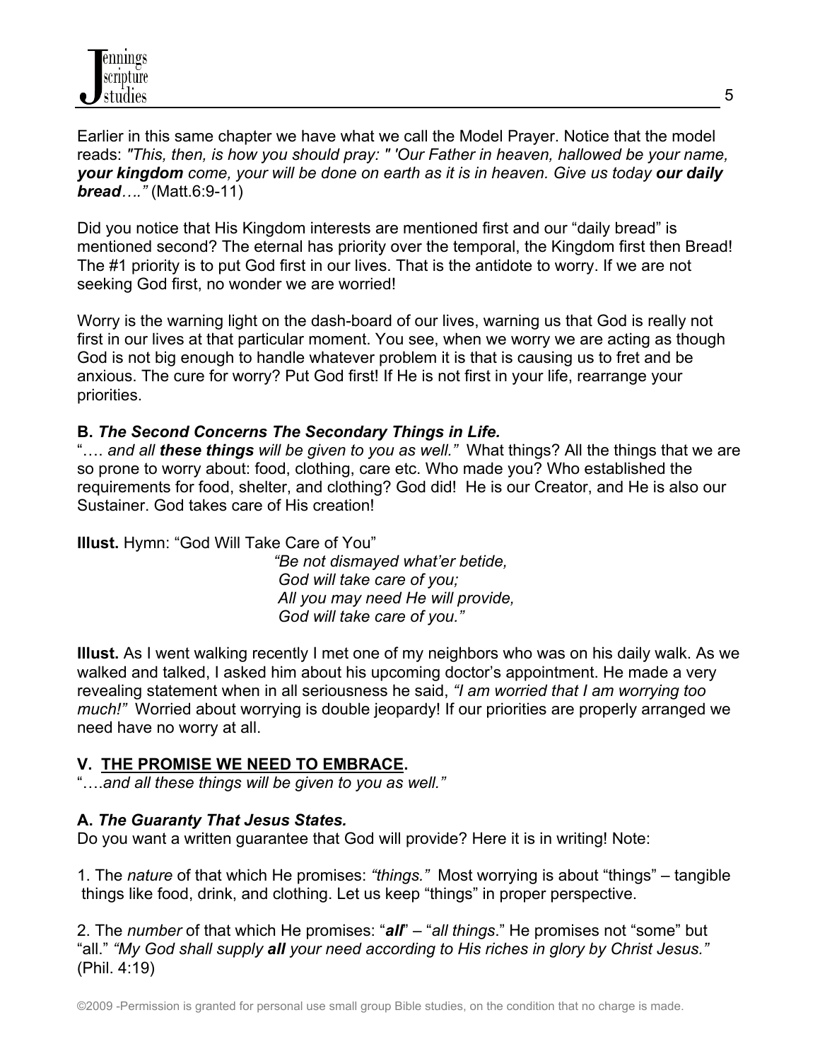Earlier in this same chapter we have what we call the Model Prayer. Notice that the model reads: *"This, then, is how you should pray: " 'Our Father in heaven, hallowed be your name,* ***your kingdom*** *come, your will be done on earth as it is in heaven. Give us today* ***our daily bread****…."* (Matt.6:9-11)

Did you notice that His Kingdom interests are mentioned first and our "daily bread" is mentioned second? The eternal has priority over the temporal, the Kingdom first then Bread! The #1 priority is to put God first in our lives. That is the antidote to worry. If we are not seeking God first, no wonder we are worried!

Worry is the warning light on the dash-board of our lives, warning us that God is really not first in our lives at that particular moment. You see, when we worry we are acting as though God is not big enough to handle whatever problem it is that is causing us to fret and be anxious. The cure for worry? Put God first! If He is not first in your life, rearrange your priorities.

**B.** ***The Second Concerns The Secondary Things in Life.***

"…. *and all* ***these things*** *will be given to you as well."* What things? All the things that we are so prone to worry about: food, clothing, care etc. Who made you? Who established the requirements for food, shelter, and clothing? God did! He is our Creator, and He is also our Sustainer. God takes care of His creation!

**Illust.** Hymn: "God Will Take Care of You"

> *"Be not dismayed what'er betide,*
> *God will take care of you;*
> *All you may need He will provide,*
> *God will take care of you."*

**Illust.** As I went walking recently I met one of my neighbors who was on his daily walk. As we walked and talked, I asked him about his upcoming doctor's appointment. He made a very revealing statement when in all seriousness he said, *"I am worried that I am worrying too much!"* Worried about worrying is double jeopardy! If our priorities are properly arranged we need have no worry at all.

## V. THE PROMISE WE NEED TO EMBRACE.

"….*and all these things will be given to you as well."*

**A.** ***The Guaranty That Jesus States.***

Do you want a written guarantee that God will provide? Here it is in writing! Note:

1. The *nature* of that which He promises: *"things."* Most worrying is about "things" – tangible things like food, drink, and clothing. Let us keep "things" in proper perspective.

2. The *number* of that which He promises: "***all***" – "*all things*." He promises not "some" but "all." *"My God shall supply* ***all*** *your need according to His riches in glory by Christ Jesus."* (Phil. 4:19)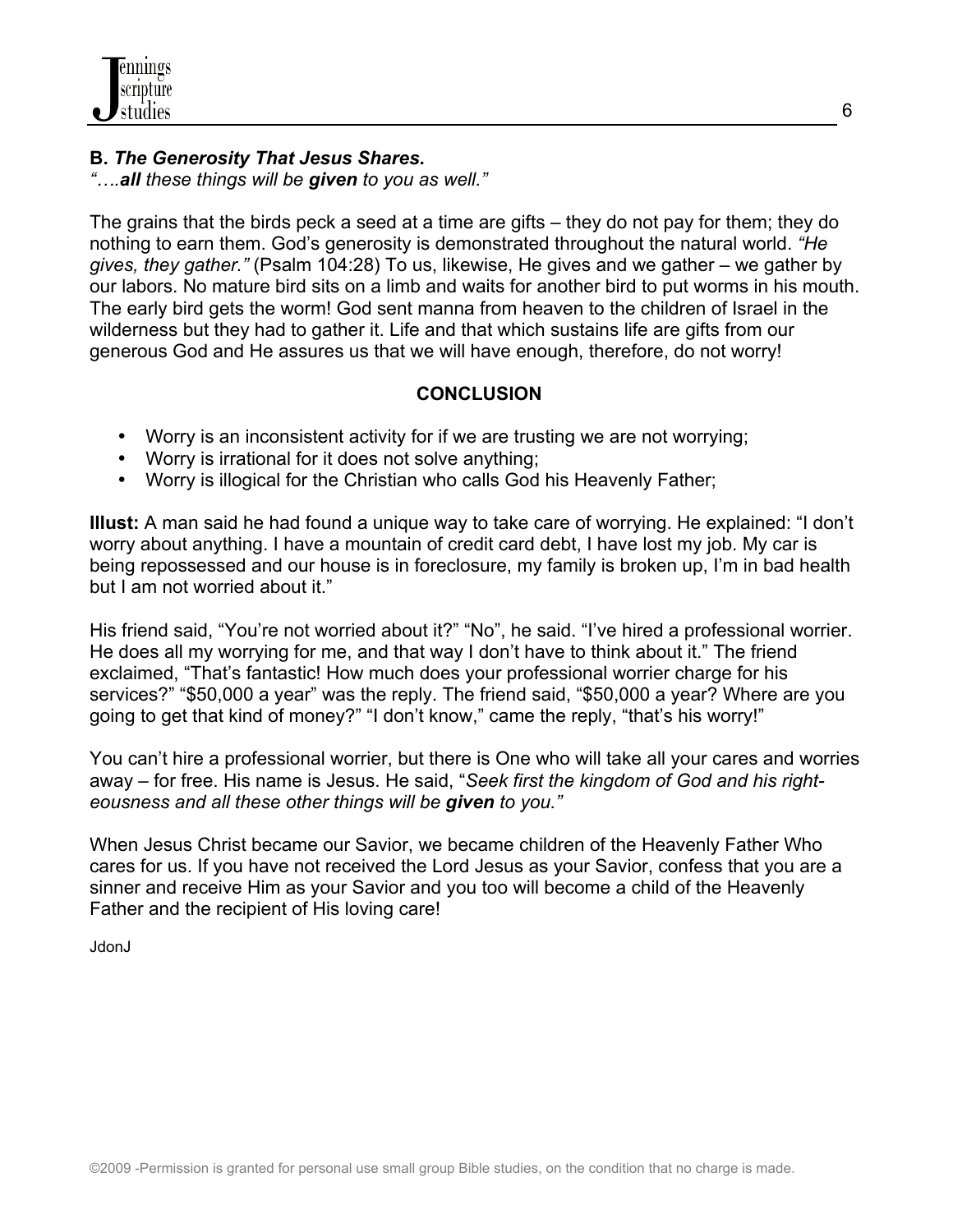**B. *The Generosity That Jesus Shares*.**

*"….**all** these things will be **given** to you as well."*

The grains that the birds peck a seed at a time are gifts – they do not pay for them; they do nothing to earn them. God's generosity is demonstrated throughout the natural world. *"He gives, they gather."* (Psalm 104:28) To us, likewise, He gives and we gather – we gather by our labors. No mature bird sits on a limb and waits for another bird to put worms in his mouth. The early bird gets the worm! God sent manna from heaven to the children of Israel in the wilderness but they had to gather it. Life and that which sustains life are gifts from our generous God and He assures us that we will have enough, therefore, do not worry!

## CONCLUSION

- Worry is an inconsistent activity for if we are trusting we are not worrying;
- Worry is irrational for it does not solve anything;
- Worry is illogical for the Christian who calls God his Heavenly Father;

**Illust:** A man said he had found a unique way to take care of worrying. He explained: "I don't worry about anything. I have a mountain of credit card debt, I have lost my job. My car is being repossessed and our house is in foreclosure, my family is broken up, I'm in bad health but I am not worried about it."

His friend said, "You're not worried about it?" "No", he said. "I've hired a professional worrier. He does all my worrying for me, and that way I don't have to think about it." The friend exclaimed, "That's fantastic! How much does your professional worrier charge for his services?" "$50,000 a year" was the reply. The friend said, "$50,000 a year? Where are you going to get that kind of money?" "I don't know," came the reply, "that's his worry!"

You can't hire a professional worrier, but there is One who will take all your cares and worries away – for free. His name is Jesus. He said, "*Seek first the kingdom of God and his righteousness and all these other things will be **given** to you."*

When Jesus Christ became our Savior, we became children of the Heavenly Father Who cares for us. If you have not received the Lord Jesus as your Savior, confess that you are a sinner and receive Him as your Savior and you too will become a child of the Heavenly Father and the recipient of His loving care!

JdonJ

©2009 -Permission is granted for personal use small group Bible studies, on the condition that no charge is made.